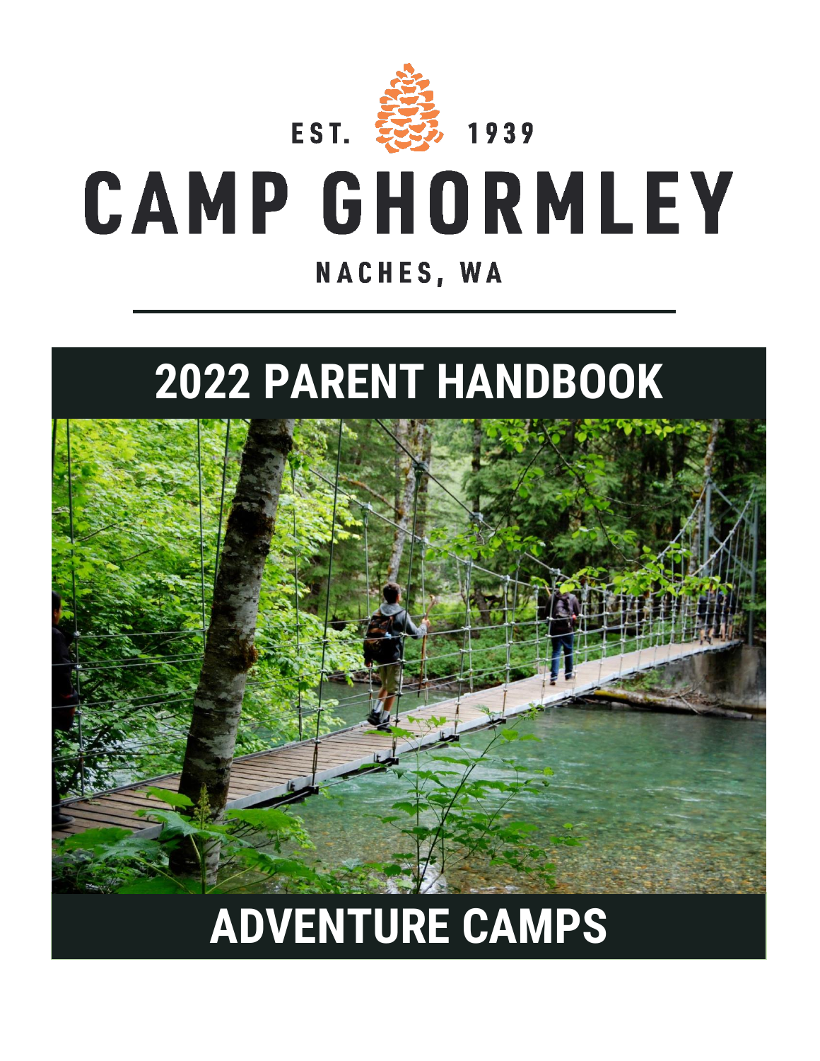EST. 1939

# CAMP GHORMLEY

NACHES, WA

# 2022 PARENT HANDBOOK

# ADVENTURE CAMPS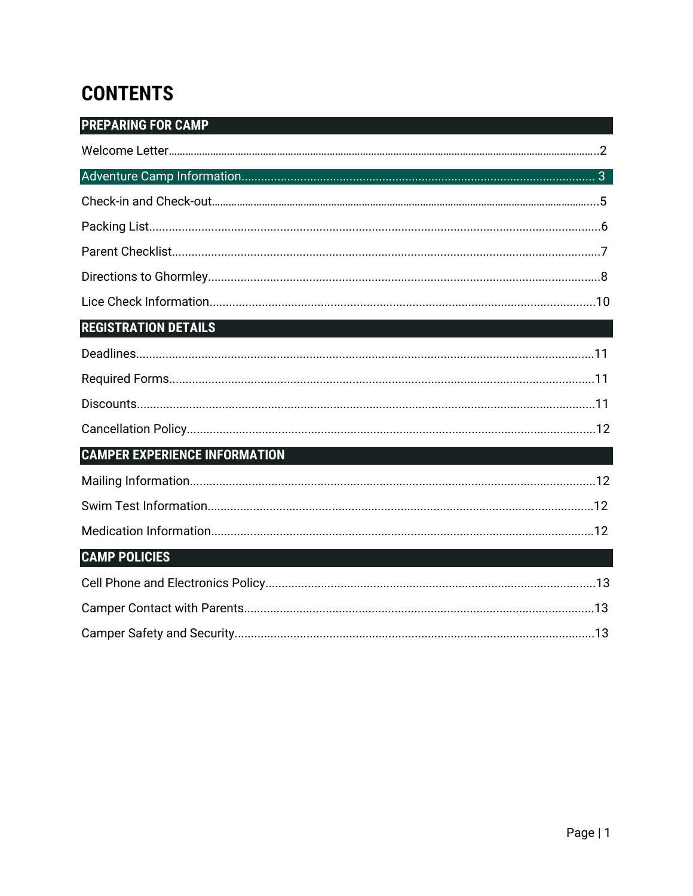# CONTENTS

## PREPARING FOR CAMP

Welcome Letter........2

Adventure Camp Information........3

Check-in and Check-out........5

Packing List........6

Parent Checklist........7

Directions to Ghormley........8

Lice Check Information........10

## REGISTRATION DETAILS

Deadlines........11

Required Forms........11

Discounts........11

Cancellation Policy........12

## CAMPER EXPERIENCE INFORMATION

Mailing Information........12

Swim Test Information........12

Medication Information........12

## CAMP POLICIES

Cell Phone and Electronics Policy........13

Camper Contact with Parents........13

Camper Safety and Security........13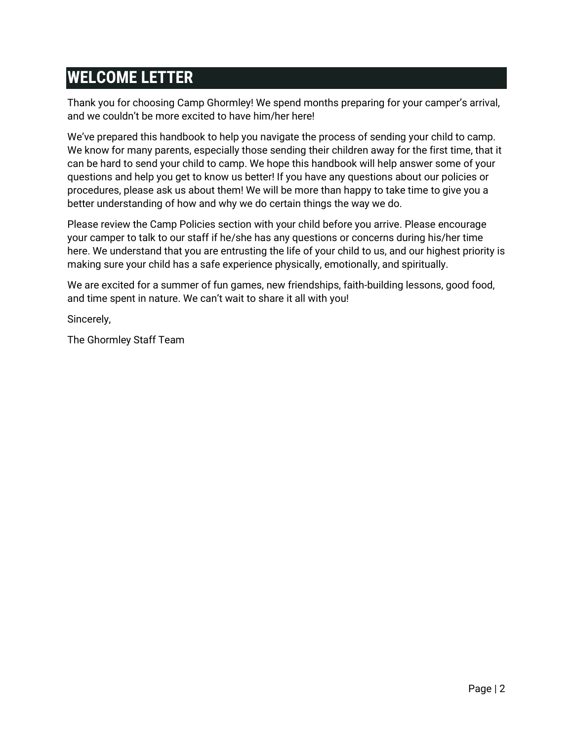# WELCOME LETTER

Thank you for choosing Camp Ghormley! We spend months preparing for your camper's arrival, and we couldn't be more excited to have him/her here!

We've prepared this handbook to help you navigate the process of sending your child to camp. We know for many parents, especially those sending their children away for the first time, that it can be hard to send your child to camp. We hope this handbook will help answer some of your questions and help you get to know us better! If you have any questions about our policies or procedures, please ask us about them! We will be more than happy to take time to give you a better understanding of how and why we do certain things the way we do.

Please review the Camp Policies section with your child before you arrive. Please encourage your camper to talk to our staff if he/she has any questions or concerns during his/her time here. We understand that you are entrusting the life of your child to us, and our highest priority is making sure your child has a safe experience physically, emotionally, and spiritually.

We are excited for a summer of fun games, new friendships, faith-building lessons, good food, and time spent in nature. We can't wait to share it all with you!

Sincerely,

The Ghormley Staff Team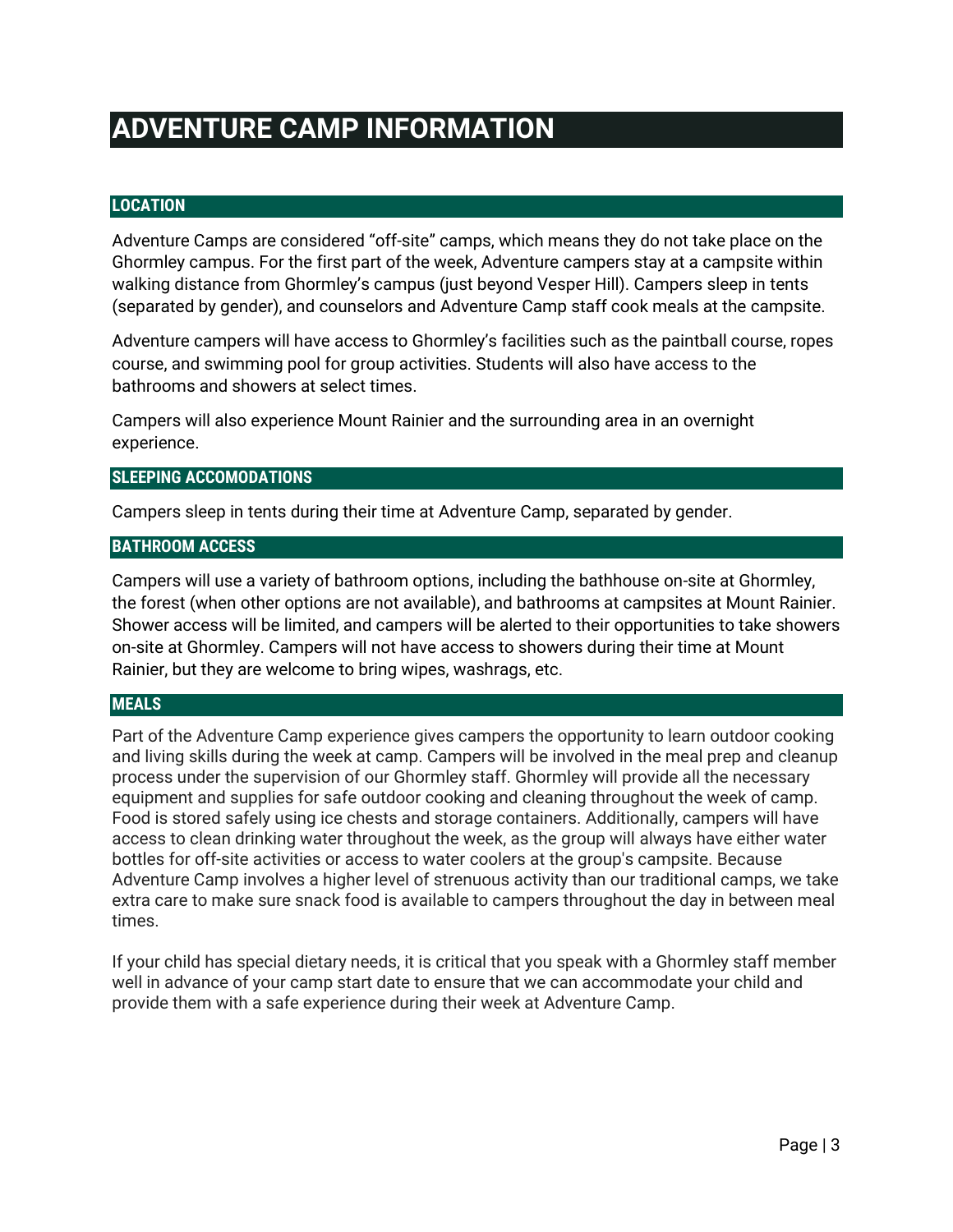# ADVENTURE CAMP INFORMATION

## LOCATION

Adventure Camps are considered "off-site" camps, which means they do not take place on the Ghormley campus. For the first part of the week, Adventure campers stay at a campsite within walking distance from Ghormley's campus (just beyond Vesper Hill). Campers sleep in tents (separated by gender), and counselors and Adventure Camp staff cook meals at the campsite.

Adventure campers will have access to Ghormley's facilities such as the paintball course, ropes course, and swimming pool for group activities. Students will also have access to the bathrooms and showers at select times.

Campers will also experience Mount Rainier and the surrounding area in an overnight experience.

## SLEEPING ACCOMODATIONS

Campers sleep in tents during their time at Adventure Camp, separated by gender.

## BATHROOM ACCESS

Campers will use a variety of bathroom options, including the bathhouse on-site at Ghormley, the forest (when other options are not available), and bathrooms at campsites at Mount Rainier. Shower access will be limited, and campers will be alerted to their opportunities to take showers on-site at Ghormley. Campers will not have access to showers during their time at Mount Rainier, but they are welcome to bring wipes, washrags, etc.

## MEALS

Part of the Adventure Camp experience gives campers the opportunity to learn outdoor cooking and living skills during the week at camp. Campers will be involved in the meal prep and cleanup process under the supervision of our Ghormley staff. Ghormley will provide all the necessary equipment and supplies for safe outdoor cooking and cleaning throughout the week of camp. Food is stored safely using ice chests and storage containers. Additionally, campers will have access to clean drinking water throughout the week, as the group will always have either water bottles for off-site activities or access to water coolers at the group's campsite. Because Adventure Camp involves a higher level of strenuous activity than our traditional camps, we take extra care to make sure snack food is available to campers throughout the day in between meal times.

If your child has special dietary needs, it is critical that you speak with a Ghormley staff member well in advance of your camp start date to ensure that we can accommodate your child and provide them with a safe experience during their week at Adventure Camp.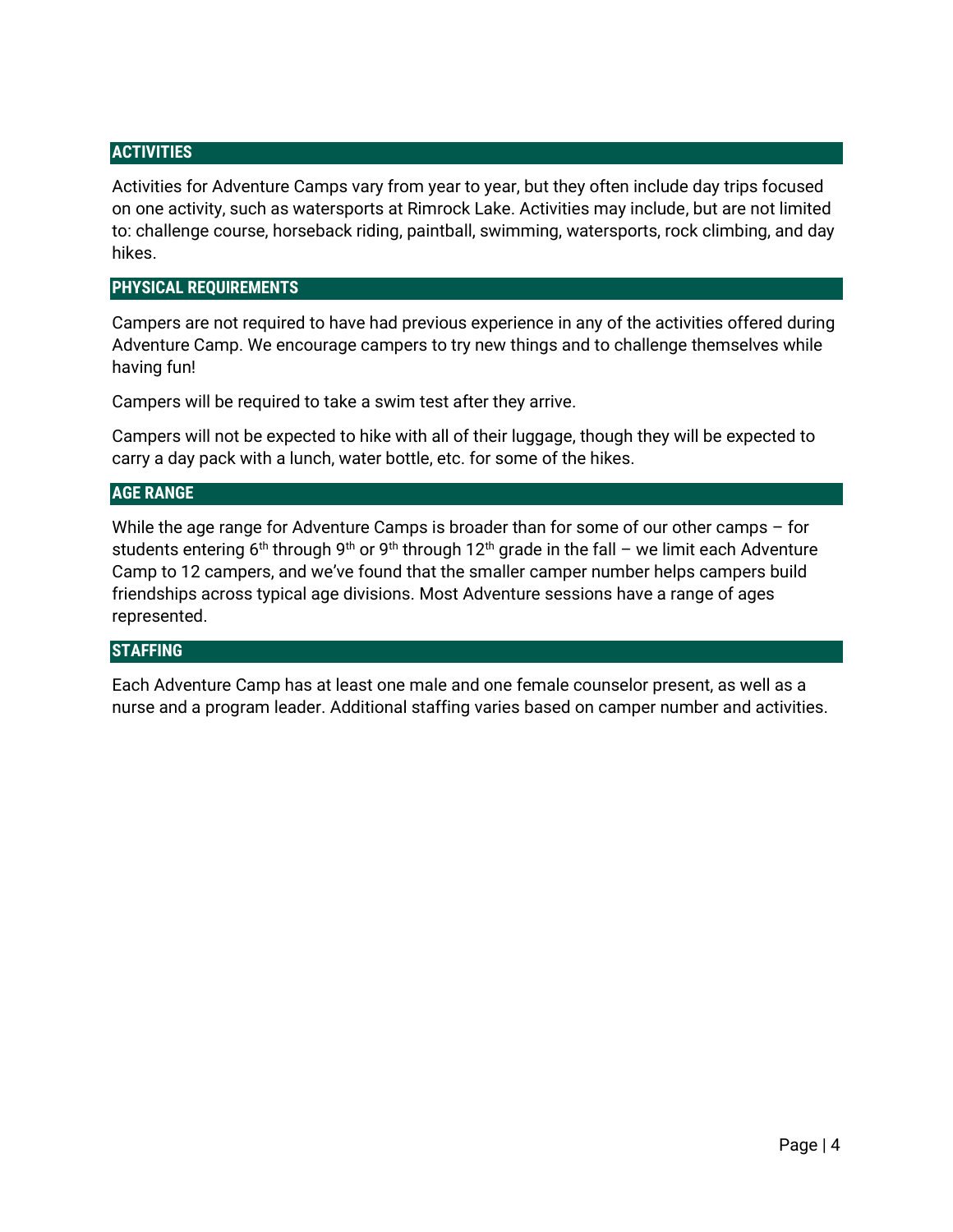## ACTIVITIES

Activities for Adventure Camps vary from year to year, but they often include day trips focused on one activity, such as watersports at Rimrock Lake. Activities may include, but are not limited to: challenge course, horseback riding, paintball, swimming, watersports, rock climbing, and day hikes.

## PHYSICAL REQUIREMENTS

Campers are not required to have had previous experience in any of the activities offered during Adventure Camp. We encourage campers to try new things and to challenge themselves while having fun!

Campers will be required to take a swim test after they arrive.

Campers will not be expected to hike with all of their luggage, though they will be expected to carry a day pack with a lunch, water bottle, etc. for some of the hikes.

## AGE RANGE

While the age range for Adventure Camps is broader than for some of our other camps – for students entering 6th through 9th or 9th through 12th grade in the fall – we limit each Adventure Camp to 12 campers, and we've found that the smaller camper number helps campers build friendships across typical age divisions. Most Adventure sessions have a range of ages represented.

## STAFFING

Each Adventure Camp has at least one male and one female counselor present, as well as a nurse and a program leader. Additional staffing varies based on camper number and activities.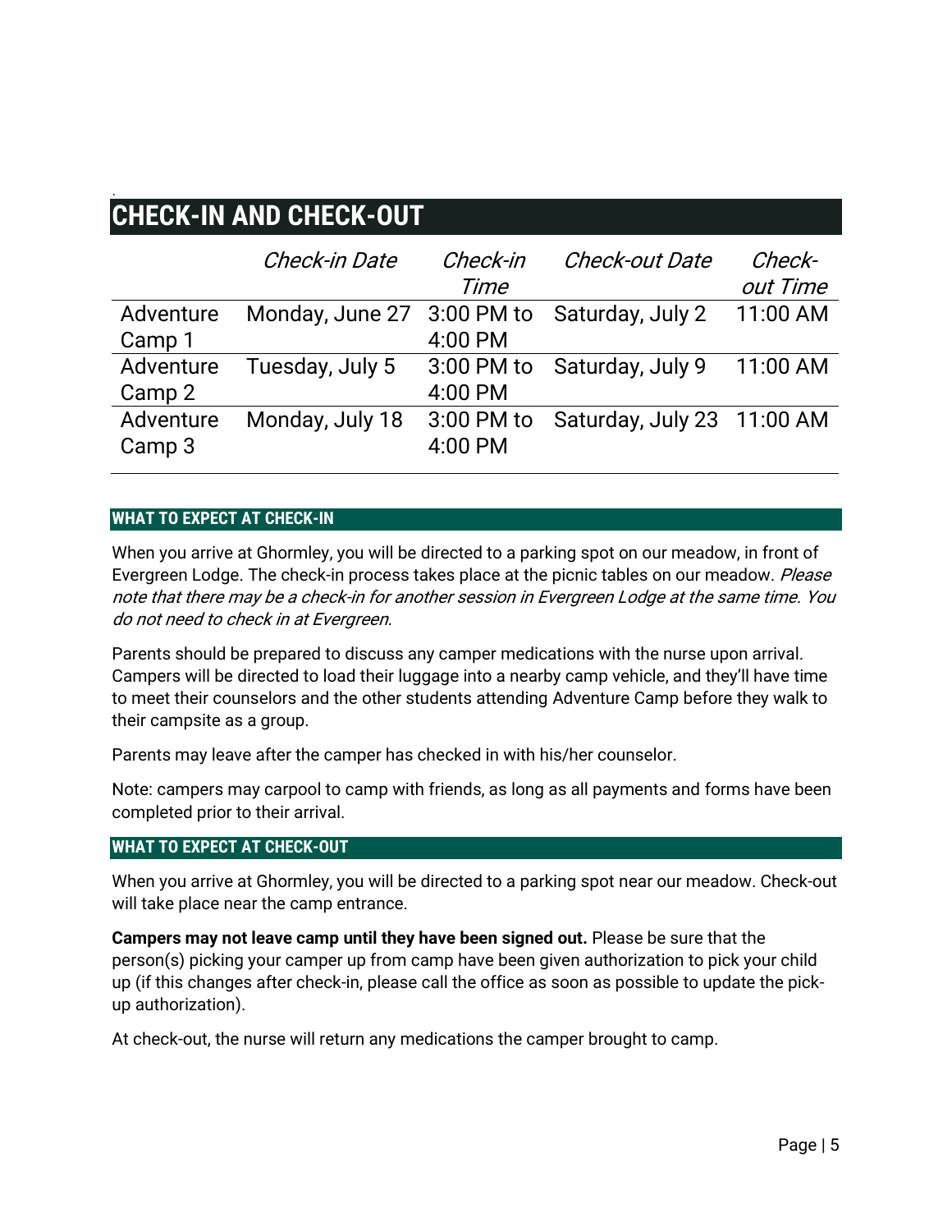# CHECK-IN AND CHECK-OUT

| | *Check-in Date* | *Check-in Time* | *Check-out Date* | *Check-out Time* |
|---|---|---|---|---|
| Adventure Camp 1 | Monday, June 27 | 3:00 PM to 4:00 PM | Saturday, July 2 | 11:00 AM |
| Adventure Camp 2 | Tuesday, July 5 | 3:00 PM to 4:00 PM | Saturday, July 9 | 11:00 AM |
| Adventure Camp 3 | Monday, July 18 | 3:00 PM to 4:00 PM | Saturday, July 23 | 11:00 AM |

## WHAT TO EXPECT AT CHECK-IN

When you arrive at Ghormley, you will be directed to a parking spot on our meadow, in front of Evergreen Lodge. The check-in process takes place at the picnic tables on our meadow. *Please note that there may be a check-in for another session in Evergreen Lodge at the same time. You do not need to check in at Evergreen.*

Parents should be prepared to discuss any camper medications with the nurse upon arrival. Campers will be directed to load their luggage into a nearby camp vehicle, and they'll have time to meet their counselors and the other students attending Adventure Camp before they walk to their campsite as a group.

Parents may leave after the camper has checked in with his/her counselor.

Note: campers may carpool to camp with friends, as long as all payments and forms have been completed prior to their arrival.

## WHAT TO EXPECT AT CHECK-OUT

When you arrive at Ghormley, you will be directed to a parking spot near our meadow. Check-out will take place near the camp entrance.

**Campers may not leave camp until they have been signed out.** Please be sure that the person(s) picking your camper up from camp have been given authorization to pick your child up (if this changes after check-in, please call the office as soon as possible to update the pick-up authorization).

At check-out, the nurse will return any medications the camper brought to camp.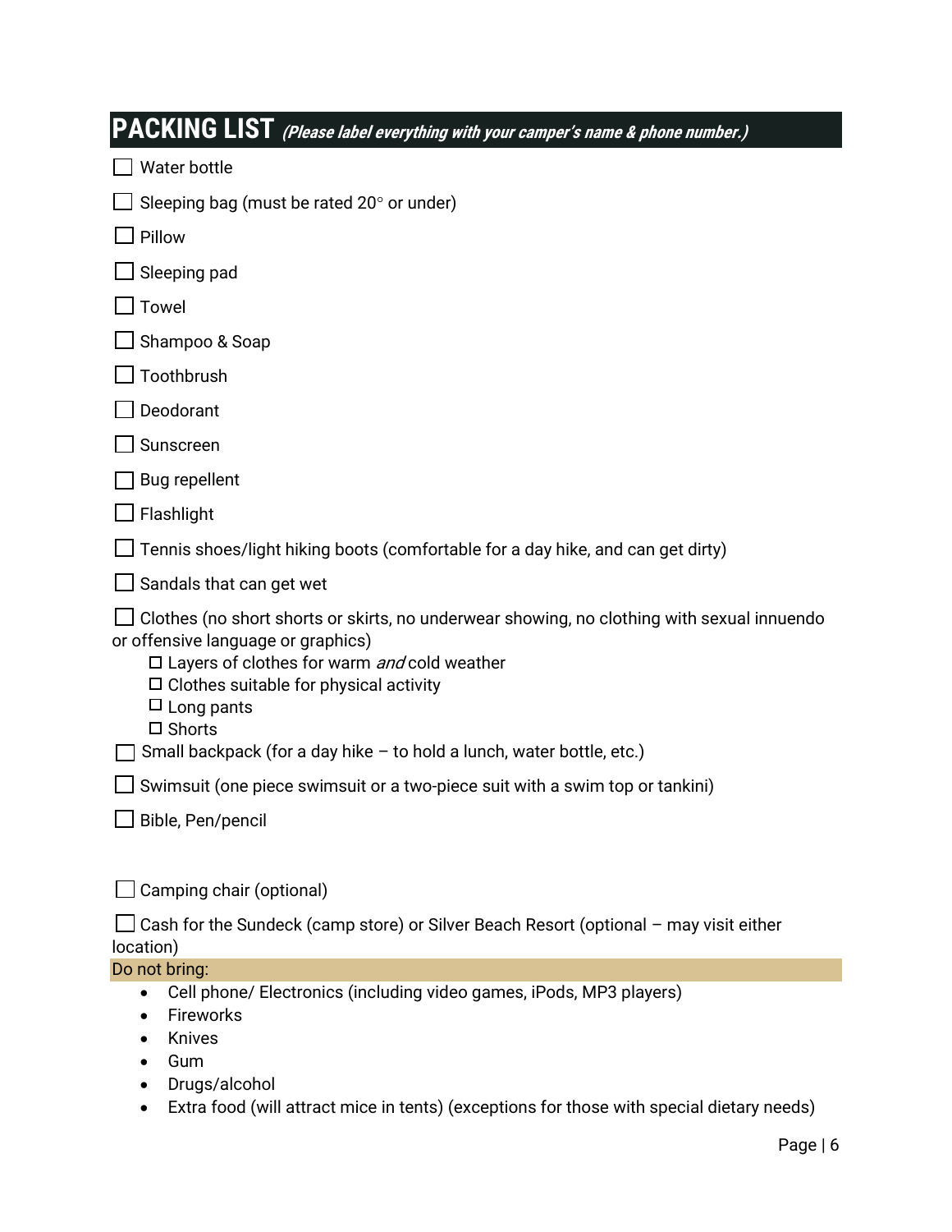## PACKING LIST *(Please label everything with your camper's name & phone number.)*

- [ ] Water bottle
- [ ] Sleeping bag (must be rated 20° or under)
- [ ] Pillow
- [ ] Sleeping pad
- [ ] Towel
- [ ] Shampoo & Soap
- [ ] Toothbrush
- [ ] Deodorant
- [ ] Sunscreen
- [ ] Bug repellent
- [ ] Flashlight
- [ ] Tennis shoes/light hiking boots (comfortable for a day hike, and can get dirty)
- [ ] Sandals that can get wet
- [ ] Clothes (no short shorts or skirts, no underwear showing, no clothing with sexual innuendo or offensive language or graphics)
    - [ ] Layers of clothes for warm *and* cold weather
    - [ ] Clothes suitable for physical activity
    - [ ] Long pants
    - [ ] Shorts
- [ ] Small backpack (for a day hike – to hold a lunch, water bottle, etc.)
- [ ] Swimsuit (one piece swimsuit or a two-piece suit with a swim top or tankini)
- [ ] Bible, Pen/pencil

- [ ] Camping chair (optional)
- [ ] Cash for the Sundeck (camp store) or Silver Beach Resort (optional – may visit either location)

**Do not bring:**

- Cell phone/ Electronics (including video games, iPods, MP3 players)
- Fireworks
- Knives
- Gum
- Drugs/alcohol
- Extra food (will attract mice in tents) (exceptions for those with special dietary needs)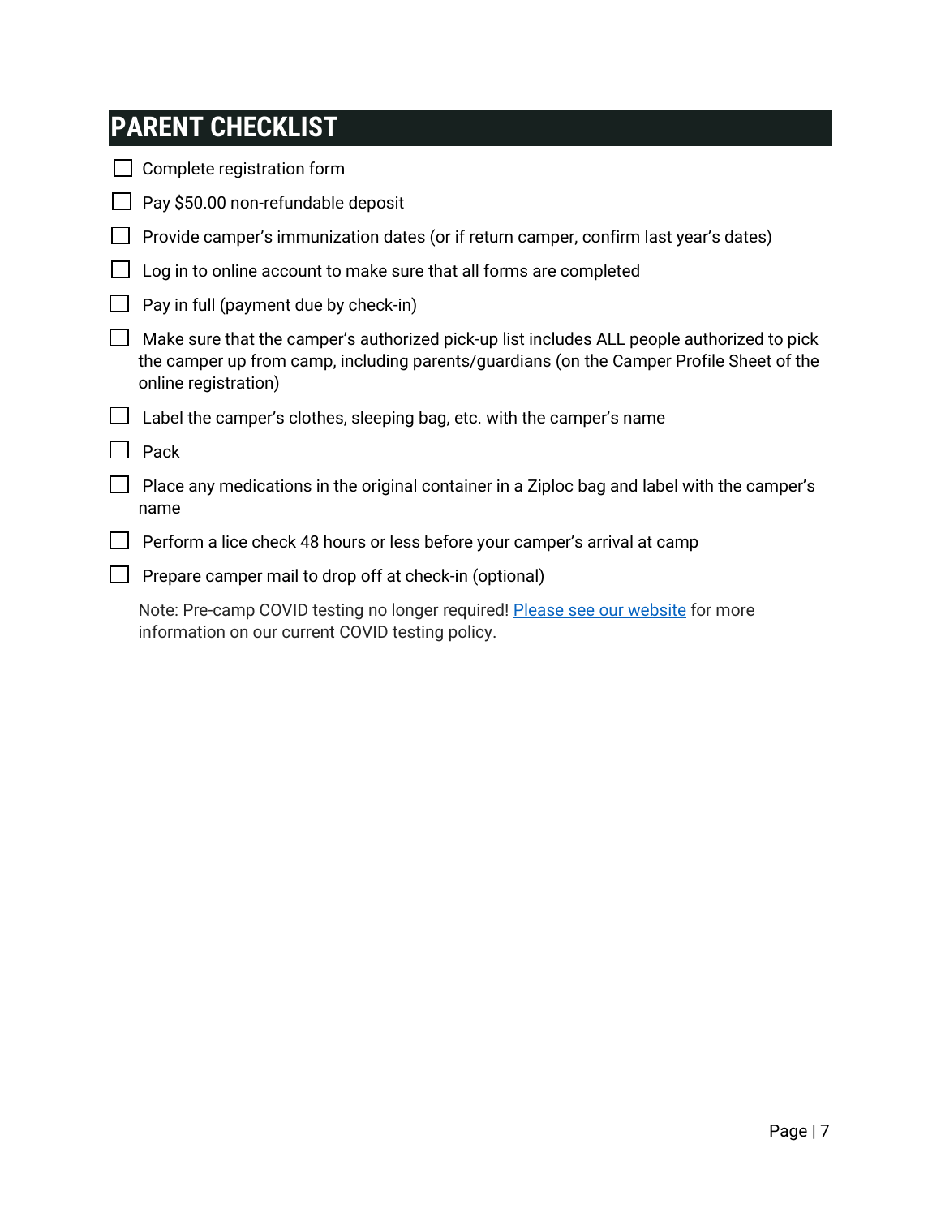# PARENT CHECKLIST

- [ ] Complete registration form
- [ ] Pay $50.00 non-refundable deposit
- [ ] Provide camper's immunization dates (or if return camper, confirm last year's dates)
- [ ] Log in to online account to make sure that all forms are completed
- [ ] Pay in full (payment due by check-in)
- [ ] Make sure that the camper's authorized pick-up list includes ALL people authorized to pick the camper up from camp, including parents/guardians (on the Camper Profile Sheet of the online registration)
- [ ] Label the camper's clothes, sleeping bag, etc. with the camper's name
- [ ] Pack
- [ ] Place any medications in the original container in a Ziploc bag and label with the camper's name
- [ ] Perform a lice check 48 hours or less before your camper's arrival at camp
- [ ] Prepare camper mail to drop off at check-in (optional)

Note: Pre-camp COVID testing no longer required! Please see our website for more information on our current COVID testing policy.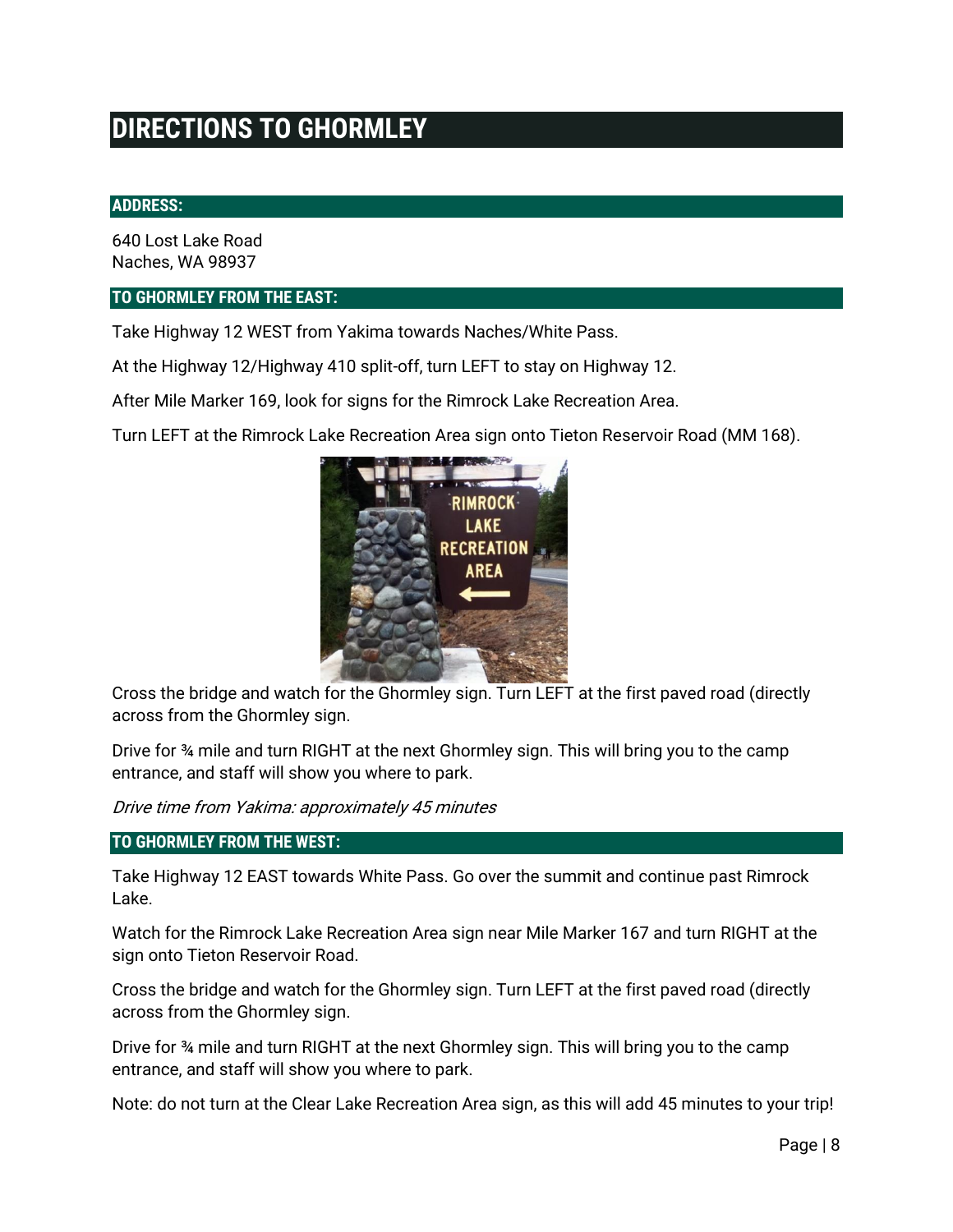# DIRECTIONS TO GHORMLEY

## ADDRESS:

640 Lost Lake Road
Naches, WA 98937

## TO GHORMLEY FROM THE EAST:

Take Highway 12 WEST from Yakima towards Naches/White Pass.

At the Highway 12/Highway 410 split-off, turn LEFT to stay on Highway 12.

After Mile Marker 169, look for signs for the Rimrock Lake Recreation Area.

Turn LEFT at the Rimrock Lake Recreation Area sign onto Tieton Reservoir Road (MM 168).

Cross the bridge and watch for the Ghormley sign. Turn LEFT at the first paved road (directly across from the Ghormley sign.

Drive for ¾ mile and turn RIGHT at the next Ghormley sign. This will bring you to the camp entrance, and staff will show you where to park.

*Drive time from Yakima: approximately 45 minutes*

## TO GHORMLEY FROM THE WEST:

Take Highway 12 EAST towards White Pass. Go over the summit and continue past Rimrock Lake.

Watch for the Rimrock Lake Recreation Area sign near Mile Marker 167 and turn RIGHT at the sign onto Tieton Reservoir Road.

Cross the bridge and watch for the Ghormley sign. Turn LEFT at the first paved road (directly across from the Ghormley sign.

Drive for ¾ mile and turn RIGHT at the next Ghormley sign. This will bring you to the camp entrance, and staff will show you where to park.

Note: do not turn at the Clear Lake Recreation Area sign, as this will add 45 minutes to your trip!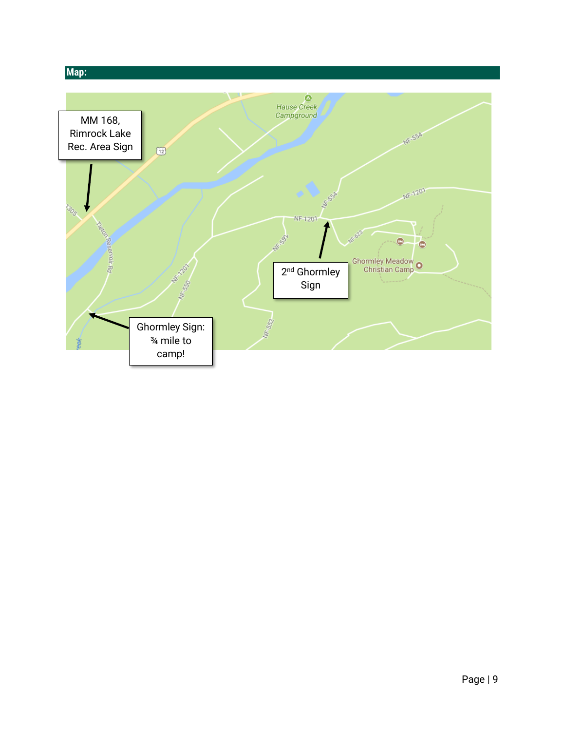## Map:

MM 168, Rimrock Lake Rec. Area Sign

2nd Ghormley Sign

Ghormley Sign: ¾ mile to camp!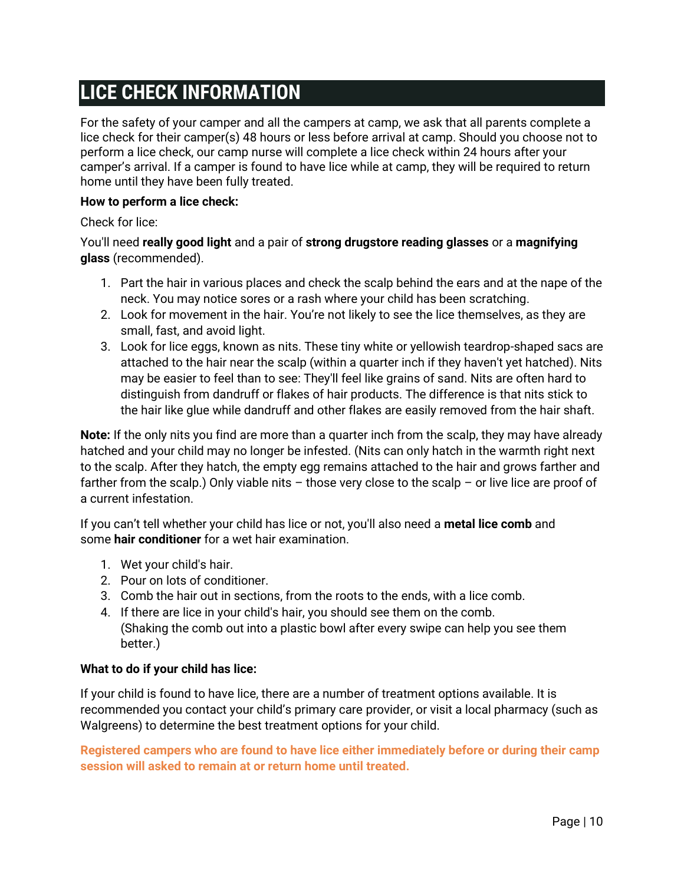# LICE CHECK INFORMATION

For the safety of your camper and all the campers at camp, we ask that all parents complete a lice check for their camper(s) 48 hours or less before arrival at camp. Should you choose not to perform a lice check, our camp nurse will complete a lice check within 24 hours after your camper's arrival. If a camper is found to have lice while at camp, they will be required to return home until they have been fully treated.

**How to perform a lice check:**

Check for lice:

You'll need **really good light** and a pair of **strong drugstore reading glasses** or a **magnifying glass** (recommended).

1. Part the hair in various places and check the scalp behind the ears and at the nape of the neck. You may notice sores or a rash where your child has been scratching.
2. Look for movement in the hair. You're not likely to see the lice themselves, as they are small, fast, and avoid light.
3. Look for lice eggs, known as nits. These tiny white or yellowish teardrop-shaped sacs are attached to the hair near the scalp (within a quarter inch if they haven't yet hatched). Nits may be easier to feel than to see: They'll feel like grains of sand. Nits are often hard to distinguish from dandruff or flakes of hair products. The difference is that nits stick to the hair like glue while dandruff and other flakes are easily removed from the hair shaft.

**Note:** If the only nits you find are more than a quarter inch from the scalp, they may have already hatched and your child may no longer be infested. (Nits can only hatch in the warmth right next to the scalp. After they hatch, the empty egg remains attached to the hair and grows farther and farther from the scalp.) Only viable nits – those very close to the scalp – or live lice are proof of a current infestation.

If you can't tell whether your child has lice or not, you'll also need a **metal lice comb** and some **hair conditioner** for a wet hair examination.

1. Wet your child's hair.
2. Pour on lots of conditioner.
3. Comb the hair out in sections, from the roots to the ends, with a lice comb.
4. If there are lice in your child's hair, you should see them on the comb. (Shaking the comb out into a plastic bowl after every swipe can help you see them better.)

**What to do if your child has lice:**

If your child is found to have lice, there are a number of treatment options available. It is recommended you contact your child's primary care provider, or visit a local pharmacy (such as Walgreens) to determine the best treatment options for your child.

**Registered campers who are found to have lice either immediately before or during their camp session will asked to remain at or return home until treated.**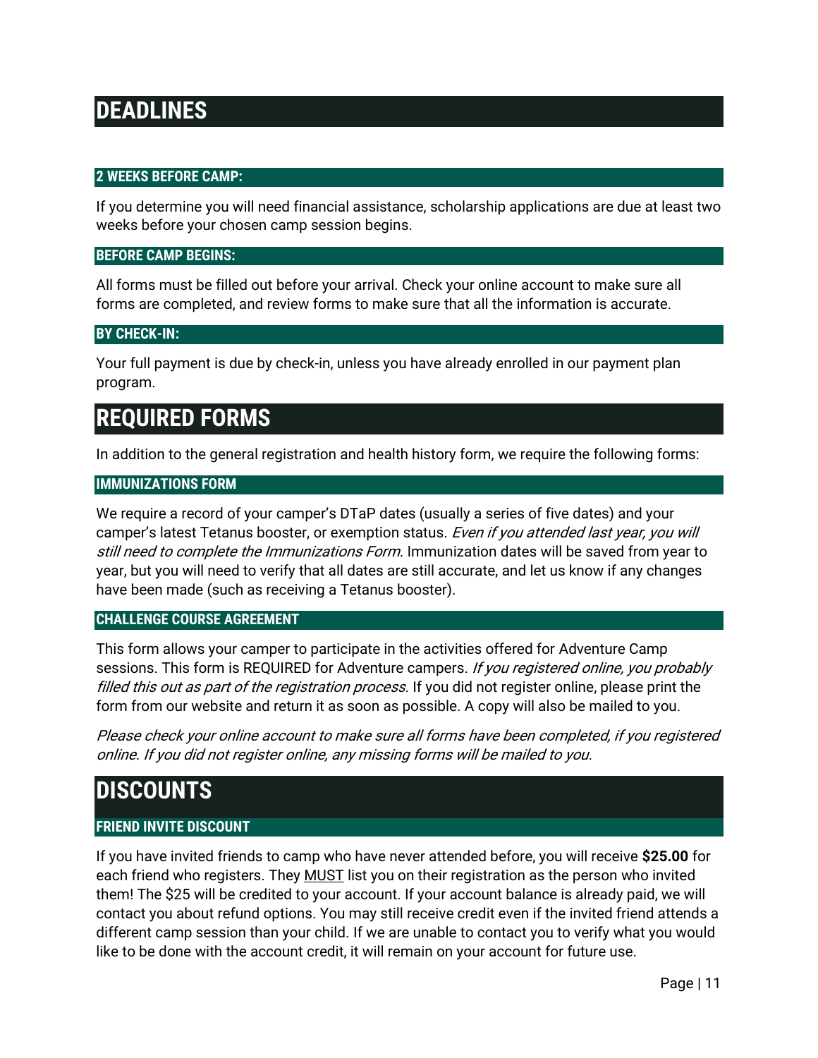# DEADLINES

### 2 WEEKS BEFORE CAMP:

If you determine you will need financial assistance, scholarship applications are due at least two weeks before your chosen camp session begins.

### BEFORE CAMP BEGINS:

All forms must be filled out before your arrival. Check your online account to make sure all forms are completed, and review forms to make sure that all the information is accurate.

### BY CHECK-IN:

Your full payment is due by check-in, unless you have already enrolled in our payment plan program.

# REQUIRED FORMS

In addition to the general registration and health history form, we require the following forms:

### IMMUNIZATIONS FORM

We require a record of your camper's DTaP dates (usually a series of five dates) and your camper's latest Tetanus booster, or exemption status. *Even if you attended last year, you will still need to complete the Immunizations Form.* Immunization dates will be saved from year to year, but you will need to verify that all dates are still accurate, and let us know if any changes have been made (such as receiving a Tetanus booster).

### CHALLENGE COURSE AGREEMENT

This form allows your camper to participate in the activities offered for Adventure Camp sessions. This form is REQUIRED for Adventure campers. *If you registered online, you probably filled this out as part of the registration process.* If you did not register online, please print the form from our website and return it as soon as possible. A copy will also be mailed to you.

*Please check your online account to make sure all forms have been completed, if you registered online. If you did not register online, any missing forms will be mailed to you.*

# DISCOUNTS

### FRIEND INVITE DISCOUNT

If you have invited friends to camp who have never attended before, you will receive **$25.00** for each friend who registers. They MUST list you on their registration as the person who invited them! The $25 will be credited to your account. If your account balance is already paid, we will contact you about refund options. You may still receive credit even if the invited friend attends a different camp session than your child. If we are unable to contact you to verify what you would like to be done with the account credit, it will remain on your account for future use.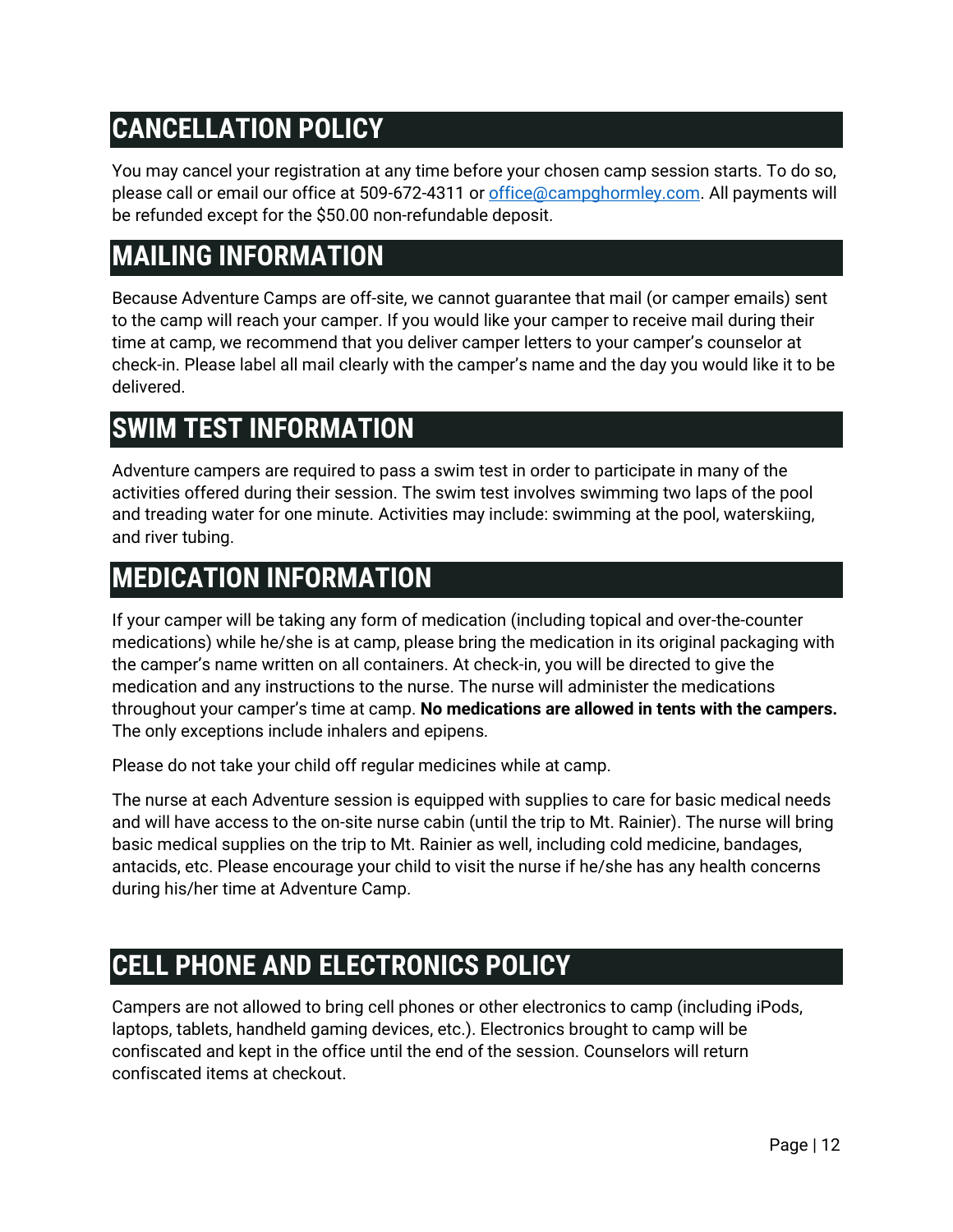## CANCELLATION POLICY

You may cancel your registration at any time before your chosen camp session starts. To do so, please call or email our office at 509-672-4311 or office@campghormley.com. All payments will be refunded except for the $50.00 non-refundable deposit.

## MAILING INFORMATION

Because Adventure Camps are off-site, we cannot guarantee that mail (or camper emails) sent to the camp will reach your camper. If you would like your camper to receive mail during their time at camp, we recommend that you deliver camper letters to your camper's counselor at check-in. Please label all mail clearly with the camper's name and the day you would like it to be delivered.

## SWIM TEST INFORMATION

Adventure campers are required to pass a swim test in order to participate in many of the activities offered during their session. The swim test involves swimming two laps of the pool and treading water for one minute. Activities may include: swimming at the pool, waterskiing, and river tubing.

## MEDICATION INFORMATION

If your camper will be taking any form of medication (including topical and over-the-counter medications) while he/she is at camp, please bring the medication in its original packaging with the camper's name written on all containers. At check-in, you will be directed to give the medication and any instructions to the nurse. The nurse will administer the medications throughout your camper's time at camp. **No medications are allowed in tents with the campers.** The only exceptions include inhalers and epipens.

Please do not take your child off regular medicines while at camp.

The nurse at each Adventure session is equipped with supplies to care for basic medical needs and will have access to the on-site nurse cabin (until the trip to Mt. Rainier). The nurse will bring basic medical supplies on the trip to Mt. Rainier as well, including cold medicine, bandages, antacids, etc. Please encourage your child to visit the nurse if he/she has any health concerns during his/her time at Adventure Camp.

## CELL PHONE AND ELECTRONICS POLICY

Campers are not allowed to bring cell phones or other electronics to camp (including iPods, laptops, tablets, handheld gaming devices, etc.). Electronics brought to camp will be confiscated and kept in the office until the end of the session. Counselors will return confiscated items at checkout.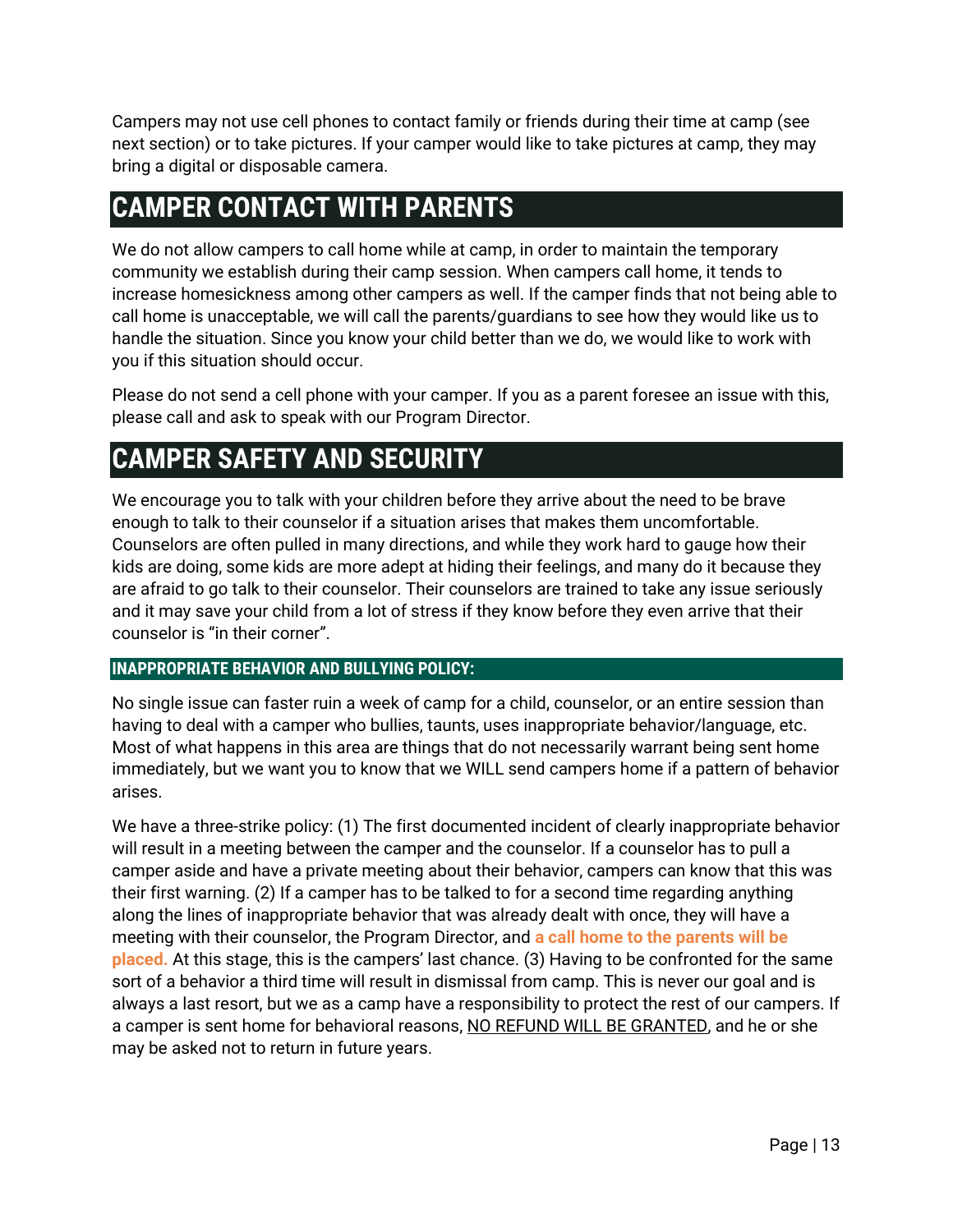Campers may not use cell phones to contact family or friends during their time at camp (see next section) or to take pictures. If your camper would like to take pictures at camp, they may bring a digital or disposable camera.

# CAMPER CONTACT WITH PARENTS

We do not allow campers to call home while at camp, in order to maintain the temporary community we establish during their camp session. When campers call home, it tends to increase homesickness among other campers as well. If the camper finds that not being able to call home is unacceptable, we will call the parents/guardians to see how they would like us to handle the situation. Since you know your child better than we do, we would like to work with you if this situation should occur.

Please do not send a cell phone with your camper. If you as a parent foresee an issue with this, please call and ask to speak with our Program Director.

# CAMPER SAFETY AND SECURITY

We encourage you to talk with your children before they arrive about the need to be brave enough to talk to their counselor if a situation arises that makes them uncomfortable. Counselors are often pulled in many directions, and while they work hard to gauge how their kids are doing, some kids are more adept at hiding their feelings, and many do it because they are afraid to go talk to their counselor. Their counselors are trained to take any issue seriously and it may save your child from a lot of stress if they know before they even arrive that their counselor is “in their corner”.

## INAPPROPRIATE BEHAVIOR AND BULLYING POLICY:

No single issue can faster ruin a week of camp for a child, counselor, or an entire session than having to deal with a camper who bullies, taunts, uses inappropriate behavior/language, etc. Most of what happens in this area are things that do not necessarily warrant being sent home immediately, but we want you to know that we WILL send campers home if a pattern of behavior arises.

We have a three-strike policy: (1) The first documented incident of clearly inappropriate behavior will result in a meeting between the camper and the counselor. If a counselor has to pull a camper aside and have a private meeting about their behavior, campers can know that this was their first warning. (2) If a camper has to be talked to for a second time regarding anything along the lines of inappropriate behavior that was already dealt with once, they will have a meeting with their counselor, the Program Director, and **a call home to the parents will be placed.** At this stage, this is the campers’ last chance. (3) Having to be confronted for the same sort of a behavior a third time will result in dismissal from camp. This is never our goal and is always a last resort, but we as a camp have a responsibility to protect the rest of our campers. If a camper is sent home for behavioral reasons, NO REFUND WILL BE GRANTED, and he or she may be asked not to return in future years.